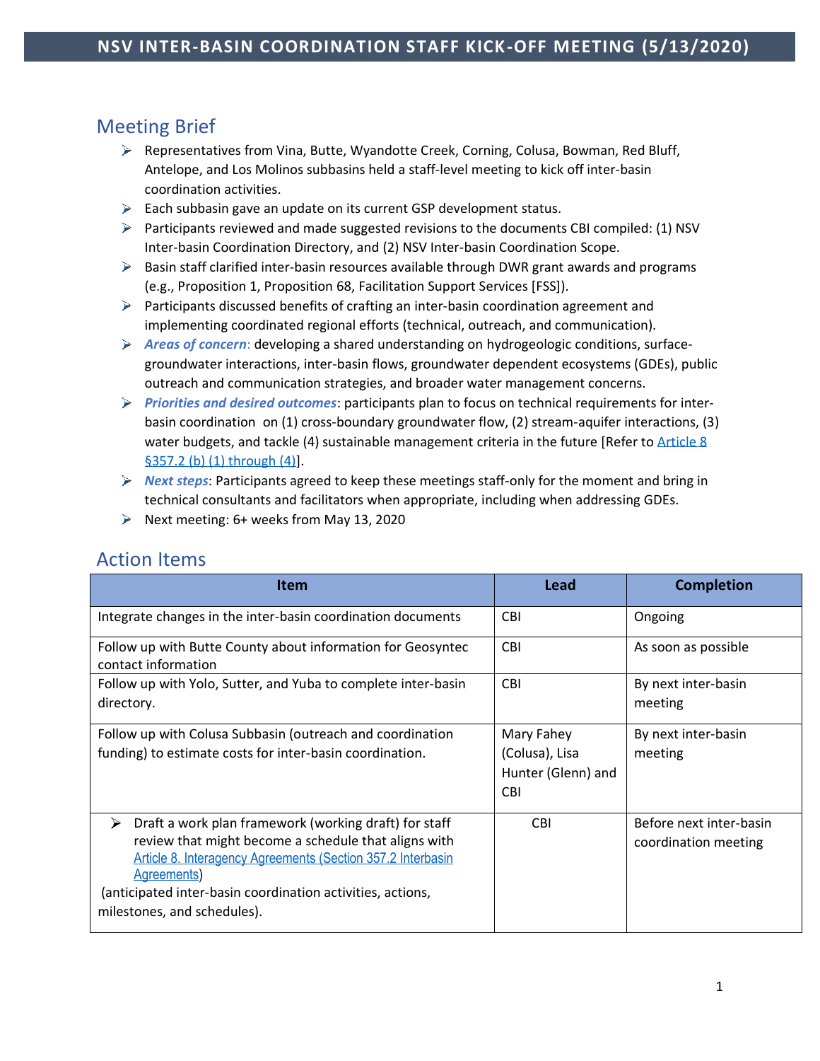# NSV INTER-BASIN COORDINATION STAFF KICK-OFF MEETING (5/13/2020)

## Meeting Brief

- Representatives from Vina, Butte, Wyandotte Creek, Corning, Colusa, Bowman, Red Bluff, Antelope, and Los Molinos subbasins held a staff-level meeting to kick off inter-basin coordination activities.
- Each subbasin gave an update on its current GSP development status.
- Participants reviewed and made suggested revisions to the documents CBI compiled: (1) NSV Inter-basin Coordination Directory, and (2) NSV Inter-basin Coordination Scope.
- Basin staff clarified inter-basin resources available through DWR grant awards and programs (e.g., Proposition 1, Proposition 68, Facilitation Support Services [FSS]).
- Participants discussed benefits of crafting an inter-basin coordination agreement and implementing coordinated regional efforts (technical, outreach, and communication).
- ***Areas of concern***: developing a shared understanding on hydrogeologic conditions, surface-groundwater interactions, inter-basin flows, groundwater dependent ecosystems (GDEs), public outreach and communication strategies, and broader water management concerns.
- ***Priorities and desired outcomes***: participants plan to focus on technical requirements for inter-basin coordination on (1) cross-boundary groundwater flow, (2) stream-aquifer interactions, (3) water budgets, and tackle (4) sustainable management criteria in the future [Refer to Article 8 §357.2 (b) (1) through (4)].
- ***Next steps***: Participants agreed to keep these meetings staff-only for the moment and bring in technical consultants and facilitators when appropriate, including when addressing GDEs.
- Next meeting: 6+ weeks from May 13, 2020

## Action Items

| Item | Lead | Completion |
|---|---|---|
| Integrate changes in the inter-basin coordination documents | CBI | Ongoing |
| Follow up with Butte County about information for Geosyntec contact information | CBI | As soon as possible |
| Follow up with Yolo, Sutter, and Yuba to complete inter-basin directory. | CBI | By next inter-basin meeting |
| Follow up with Colusa Subbasin (outreach and coordination funding) to estimate costs for inter-basin coordination. | Mary Fahey (Colusa), Lisa Hunter (Glenn) and CBI | By next inter-basin meeting |
| Draft a work plan framework (working draft) for staff review that might become a schedule that aligns with Article 8. Interagency Agreements (Section 357.2 Interbasin Agreements) (anticipated inter-basin coordination activities, actions, milestones, and schedules). | CBI | Before next inter-basin coordination meeting |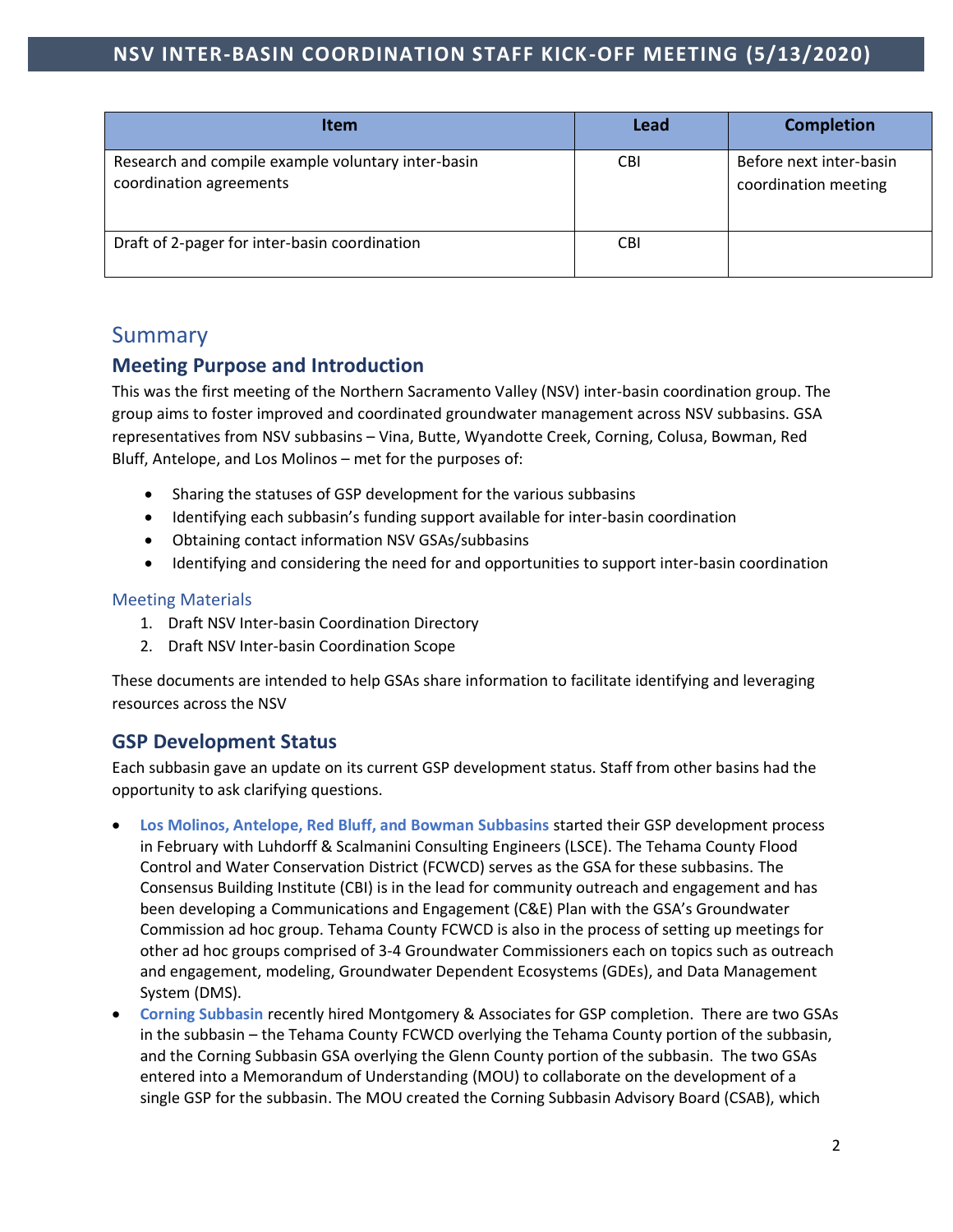| Item | Lead | Completion |
| --- | --- | --- |
| Research and compile example voluntary inter-basin coordination agreements | CBI | Before next inter-basin coordination meeting |
| Draft of 2-pager for inter-basin coordination | CBI | |

# Summary

## Meeting Purpose and Introduction

This was the first meeting of the Northern Sacramento Valley (NSV) inter-basin coordination group. The group aims to foster improved and coordinated groundwater management across NSV subbasins. GSA representatives from NSV subbasins – Vina, Butte, Wyandotte Creek, Corning, Colusa, Bowman, Red Bluff, Antelope, and Los Molinos – met for the purposes of:

- Sharing the statuses of GSP development for the various subbasins
- Identifying each subbasin's funding support available for inter-basin coordination
- Obtaining contact information NSV GSAs/subbasins
- Identifying and considering the need for and opportunities to support inter-basin coordination

### Meeting Materials

1. Draft NSV Inter-basin Coordination Directory
2. Draft NSV Inter-basin Coordination Scope

These documents are intended to help GSAs share information to facilitate identifying and leveraging resources across the NSV

## GSP Development Status

Each subbasin gave an update on its current GSP development status. Staff from other basins had the opportunity to ask clarifying questions.

- **Los Molinos, Antelope, Red Bluff, and Bowman Subbasins** started their GSP development process in February with Luhdorff & Scalmanini Consulting Engineers (LSCE). The Tehama County Flood Control and Water Conservation District (FCWCD) serves as the GSA for these subbasins. The Consensus Building Institute (CBI) is in the lead for community outreach and engagement and has been developing a Communications and Engagement (C&E) Plan with the GSA's Groundwater Commission ad hoc group. Tehama County FCWCD is also in the process of setting up meetings for other ad hoc groups comprised of 3-4 Groundwater Commissioners each on topics such as outreach and engagement, modeling, Groundwater Dependent Ecosystems (GDEs), and Data Management System (DMS).
- **Corning Subbasin** recently hired Montgomery & Associates for GSP completion. There are two GSAs in the subbasin – the Tehama County FCWCD overlying the Tehama County portion of the subbasin, and the Corning Subbasin GSA overlying the Glenn County portion of the subbasin. The two GSAs entered into a Memorandum of Understanding (MOU) to collaborate on the development of a single GSP for the subbasin. The MOU created the Corning Subbasin Advisory Board (CSAB), which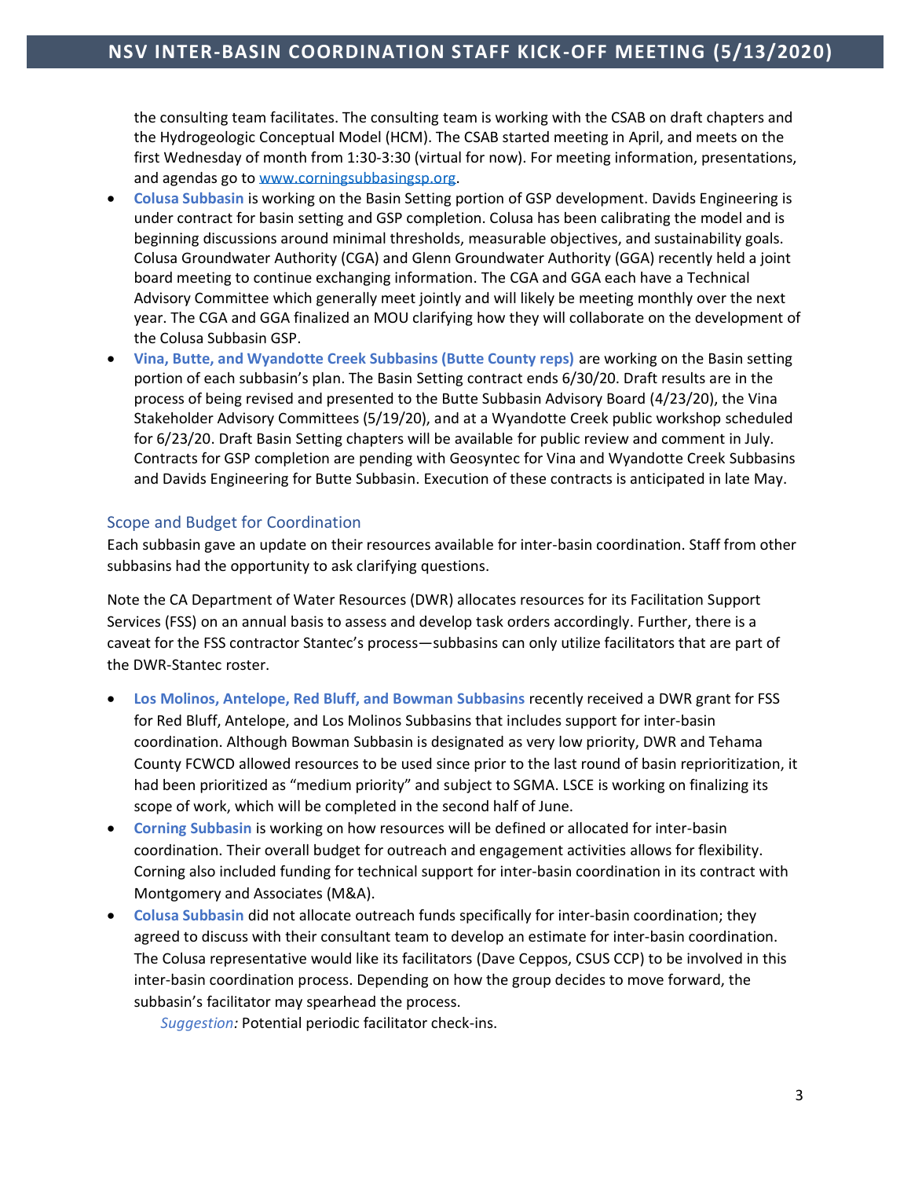the consulting team facilitates. The consulting team is working with the CSAB on draft chapters and the Hydrogeologic Conceptual Model (HCM). The CSAB started meeting in April, and meets on the first Wednesday of month from 1:30-3:30 (virtual for now). For meeting information, presentations, and agendas go to [www.corningsubbasingsp.org](http://www.corningsubbasingsp.org).

- **Colusa Subbasin** is working on the Basin Setting portion of GSP development. Davids Engineering is under contract for basin setting and GSP completion. Colusa has been calibrating the model and is beginning discussions around minimal thresholds, measurable objectives, and sustainability goals. Colusa Groundwater Authority (CGA) and Glenn Groundwater Authority (GGA) recently held a joint board meeting to continue exchanging information. The CGA and GGA each have a Technical Advisory Committee which generally meet jointly and will likely be meeting monthly over the next year. The CGA and GGA finalized an MOU clarifying how they will collaborate on the development of the Colusa Subbasin GSP.
- **Vina, Butte, and Wyandotte Creek Subbasins (Butte County reps)** are working on the Basin setting portion of each subbasin's plan. The Basin Setting contract ends 6/30/20. Draft results are in the process of being revised and presented to the Butte Subbasin Advisory Board (4/23/20), the Vina Stakeholder Advisory Committees (5/19/20), and at a Wyandotte Creek public workshop scheduled for 6/23/20. Draft Basin Setting chapters will be available for public review and comment in July. Contracts for GSP completion are pending with Geosyntec for Vina and Wyandotte Creek Subbasins and Davids Engineering for Butte Subbasin. Execution of these contracts is anticipated in late May.

## Scope and Budget for Coordination

Each subbasin gave an update on their resources available for inter-basin coordination. Staff from other subbasins had the opportunity to ask clarifying questions.

Note the CA Department of Water Resources (DWR) allocates resources for its Facilitation Support Services (FSS) on an annual basis to assess and develop task orders accordingly. Further, there is a caveat for the FSS contractor Stantec's process—subbasins can only utilize facilitators that are part of the DWR-Stantec roster.

- **Los Molinos, Antelope, Red Bluff, and Bowman Subbasins** recently received a DWR grant for FSS for Red Bluff, Antelope, and Los Molinos Subbasins that includes support for inter-basin coordination. Although Bowman Subbasin is designated as very low priority, DWR and Tehama County FCWCD allowed resources to be used since prior to the last round of basin reprioritization, it had been prioritized as "medium priority" and subject to SGMA. LSCE is working on finalizing its scope of work, which will be completed in the second half of June.
- **Corning Subbasin** is working on how resources will be defined or allocated for inter-basin coordination. Their overall budget for outreach and engagement activities allows for flexibility. Corning also included funding for technical support for inter-basin coordination in its contract with Montgomery and Associates (M&A).
- **Colusa Subbasin** did not allocate outreach funds specifically for inter-basin coordination; they agreed to discuss with their consultant team to develop an estimate for inter-basin coordination. The Colusa representative would like its facilitators (Dave Ceppos, CSUS CCP) to be involved in this inter-basin coordination process. Depending on how the group decides to move forward, the subbasin's facilitator may spearhead the process.

  *Suggestion:* Potential periodic facilitator check-ins.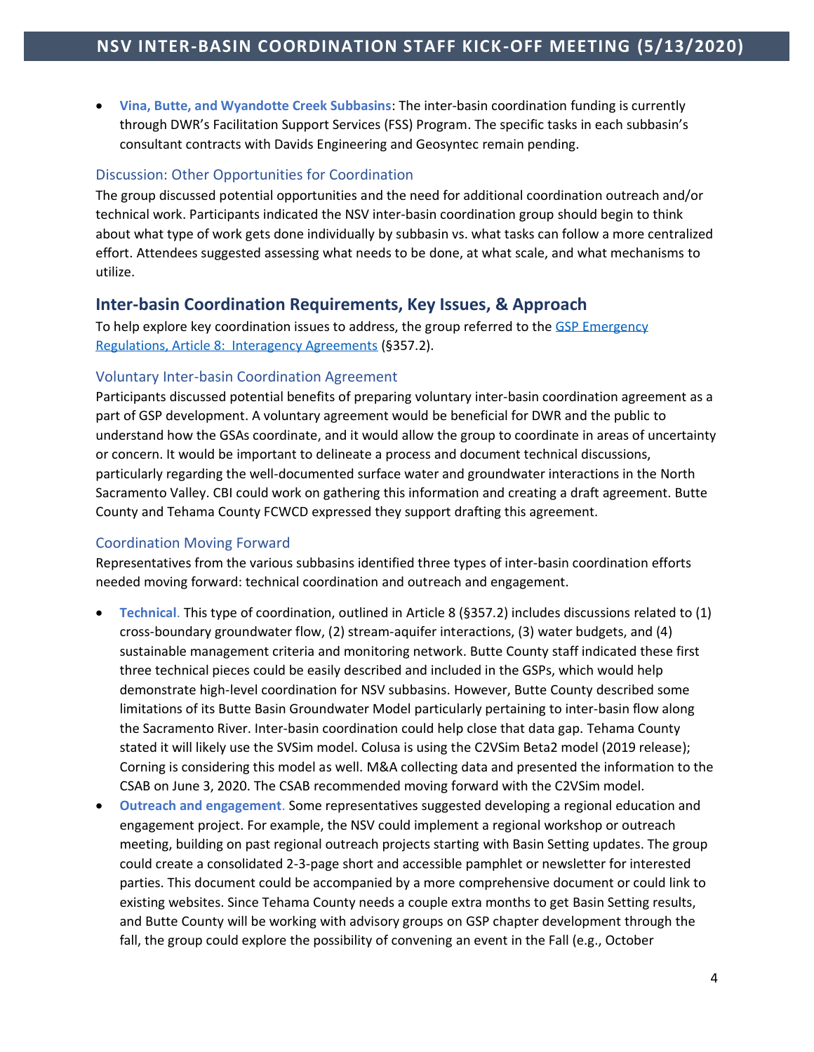- **Vina, Butte, and Wyandotte Creek Subbasins**: The inter-basin coordination funding is currently through DWR's Facilitation Support Services (FSS) Program. The specific tasks in each subbasin's consultant contracts with Davids Engineering and Geosyntec remain pending.

### Discussion: Other Opportunities for Coordination

The group discussed potential opportunities and the need for additional coordination outreach and/or technical work. Participants indicated the NSV inter-basin coordination group should begin to think about what type of work gets done individually by subbasin vs. what tasks can follow a more centralized effort. Attendees suggested assessing what needs to be done, at what scale, and what mechanisms to utilize.

## Inter-basin Coordination Requirements, Key Issues, & Approach

To help explore key coordination issues to address, the group referred to the GSP Emergency Regulations, Article 8: Interagency Agreements (§357.2).

### Voluntary Inter-basin Coordination Agreement

Participants discussed potential benefits of preparing voluntary inter-basin coordination agreement as a part of GSP development. A voluntary agreement would be beneficial for DWR and the public to understand how the GSAs coordinate, and it would allow the group to coordinate in areas of uncertainty or concern. It would be important to delineate a process and document technical discussions, particularly regarding the well-documented surface water and groundwater interactions in the North Sacramento Valley. CBI could work on gathering this information and creating a draft agreement. Butte County and Tehama County FCWCD expressed they support drafting this agreement.

### Coordination Moving Forward

Representatives from the various subbasins identified three types of inter-basin coordination efforts needed moving forward: technical coordination and outreach and engagement.

- **Technical**. This type of coordination, outlined in Article 8 (§357.2) includes discussions related to (1) cross-boundary groundwater flow, (2) stream-aquifer interactions, (3) water budgets, and (4) sustainable management criteria and monitoring network. Butte County staff indicated these first three technical pieces could be easily described and included in the GSPs, which would help demonstrate high-level coordination for NSV subbasins. However, Butte County described some limitations of its Butte Basin Groundwater Model particularly pertaining to inter-basin flow along the Sacramento River. Inter-basin coordination could help close that data gap. Tehama County stated it will likely use the SVSim model. Colusa is using the C2VSim Beta2 model (2019 release); Corning is considering this model as well. M&A collecting data and presented the information to the CSAB on June 3, 2020. The CSAB recommended moving forward with the C2VSim model.
- **Outreach and engagement**. Some representatives suggested developing a regional education and engagement project. For example, the NSV could implement a regional workshop or outreach meeting, building on past regional outreach projects starting with Basin Setting updates. The group could create a consolidated 2-3-page short and accessible pamphlet or newsletter for interested parties. This document could be accompanied by a more comprehensive document or could link to existing websites. Since Tehama County needs a couple extra months to get Basin Setting results, and Butte County will be working with advisory groups on GSP chapter development through the fall, the group could explore the possibility of convening an event in the Fall (e.g., October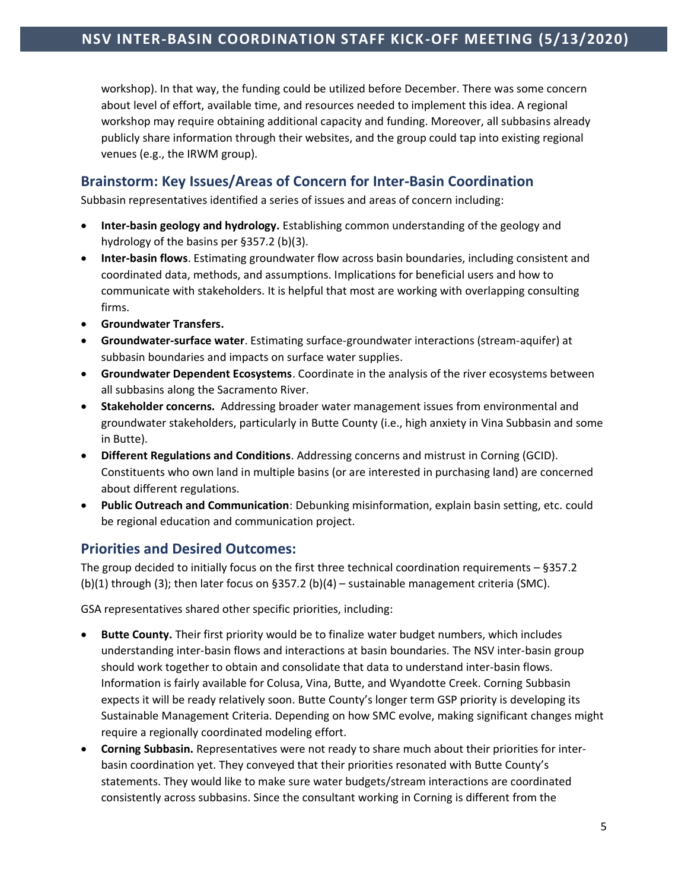workshop). In that way, the funding could be utilized before December. There was some concern about level of effort, available time, and resources needed to implement this idea. A regional workshop may require obtaining additional capacity and funding. Moreover, all subbasins already publicly share information through their websites, and the group could tap into existing regional venues (e.g., the IRWM group).

## Brainstorm: Key Issues/Areas of Concern for Inter-Basin Coordination

Subbasin representatives identified a series of issues and areas of concern including:

- **Inter-basin geology and hydrology.** Establishing common understanding of the geology and hydrology of the basins per §357.2 (b)(3).
- **Inter-basin flows**. Estimating groundwater flow across basin boundaries, including consistent and coordinated data, methods, and assumptions. Implications for beneficial users and how to communicate with stakeholders. It is helpful that most are working with overlapping consulting firms.
- **Groundwater Transfers.**
- **Groundwater-surface water**. Estimating surface-groundwater interactions (stream-aquifer) at subbasin boundaries and impacts on surface water supplies.
- **Groundwater Dependent Ecosystems**. Coordinate in the analysis of the river ecosystems between all subbasins along the Sacramento River.
- **Stakeholder concerns.** Addressing broader water management issues from environmental and groundwater stakeholders, particularly in Butte County (i.e., high anxiety in Vina Subbasin and some in Butte).
- **Different Regulations and Conditions**. Addressing concerns and mistrust in Corning (GCID). Constituents who own land in multiple basins (or are interested in purchasing land) are concerned about different regulations.
- **Public Outreach and Communication**: Debunking misinformation, explain basin setting, etc. could be regional education and communication project.

## Priorities and Desired Outcomes:

The group decided to initially focus on the first three technical coordination requirements – §357.2 (b)(1) through (3); then later focus on §357.2 (b)(4) – sustainable management criteria (SMC).

GSA representatives shared other specific priorities, including:

- **Butte County.** Their first priority would be to finalize water budget numbers, which includes understanding inter-basin flows and interactions at basin boundaries. The NSV inter-basin group should work together to obtain and consolidate that data to understand inter-basin flows. Information is fairly available for Colusa, Vina, Butte, and Wyandotte Creek. Corning Subbasin expects it will be ready relatively soon. Butte County's longer term GSP priority is developing its Sustainable Management Criteria. Depending on how SMC evolve, making significant changes might require a regionally coordinated modeling effort.
- **Corning Subbasin.** Representatives were not ready to share much about their priorities for inter-basin coordination yet. They conveyed that their priorities resonated with Butte County's statements. They would like to make sure water budgets/stream interactions are coordinated consistently across subbasins. Since the consultant working in Corning is different from the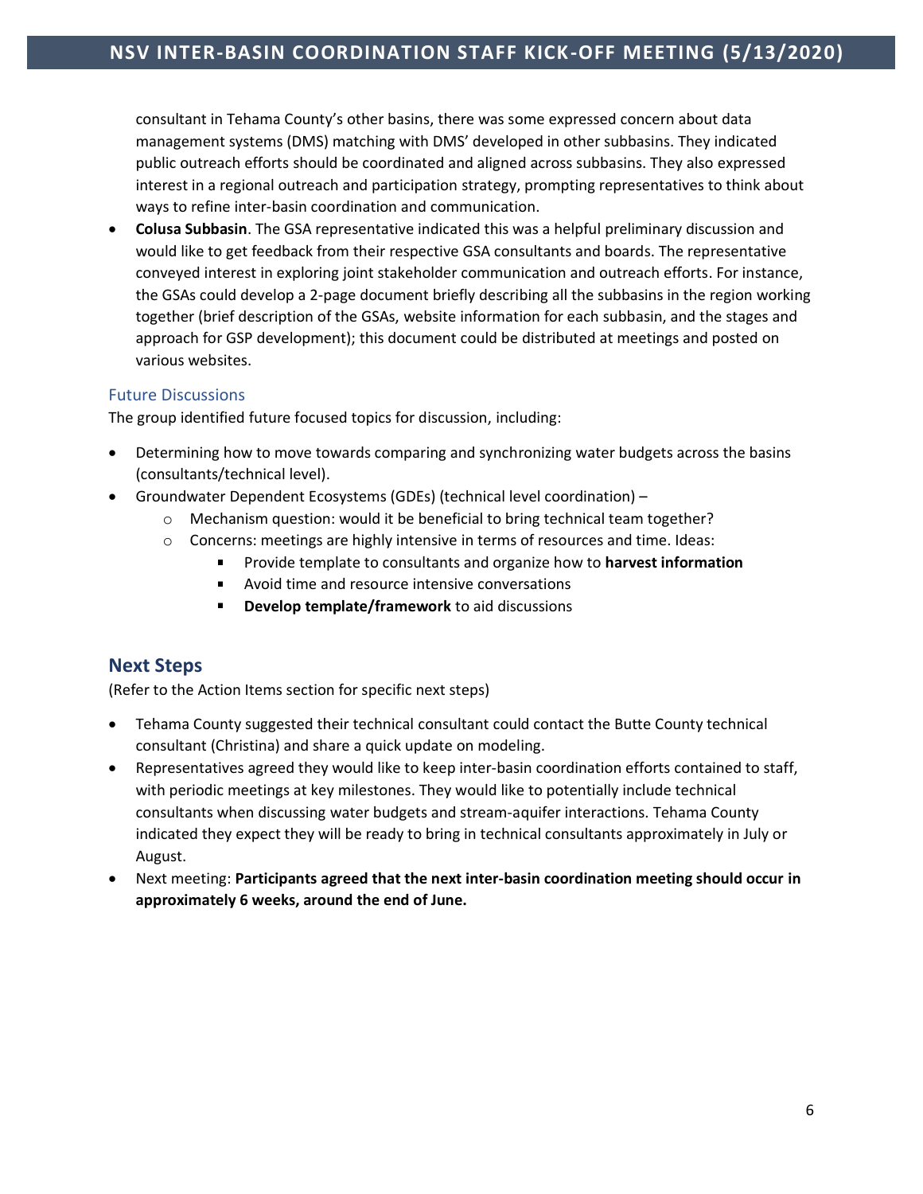consultant in Tehama County's other basins, there was some expressed concern about data management systems (DMS) matching with DMS' developed in other subbasins. They indicated public outreach efforts should be coordinated and aligned across subbasins. They also expressed interest in a regional outreach and participation strategy, prompting representatives to think about ways to refine inter-basin coordination and communication.

- **Colusa Subbasin**. The GSA representative indicated this was a helpful preliminary discussion and would like to get feedback from their respective GSA consultants and boards. The representative conveyed interest in exploring joint stakeholder communication and outreach efforts. For instance, the GSAs could develop a 2-page document briefly describing all the subbasins in the region working together (brief description of the GSAs, website information for each subbasin, and the stages and approach for GSP development); this document could be distributed at meetings and posted on various websites.

### Future Discussions

The group identified future focused topics for discussion, including:

- Determining how to move towards comparing and synchronizing water budgets across the basins (consultants/technical level).
- Groundwater Dependent Ecosystems (GDEs) (technical level coordination) –
  - Mechanism question: would it be beneficial to bring technical team together?
  - Concerns: meetings are highly intensive in terms of resources and time. Ideas:
    - Provide template to consultants and organize how to **harvest information**
    - Avoid time and resource intensive conversations
    - **Develop template/framework** to aid discussions

## Next Steps

(Refer to the Action Items section for specific next steps)

- Tehama County suggested their technical consultant could contact the Butte County technical consultant (Christina) and share a quick update on modeling.
- Representatives agreed they would like to keep inter-basin coordination efforts contained to staff, with periodic meetings at key milestones. They would like to potentially include technical consultants when discussing water budgets and stream-aquifer interactions. Tehama County indicated they expect they will be ready to bring in technical consultants approximately in July or August.
- Next meeting: **Participants agreed that the next inter-basin coordination meeting should occur in approximately 6 weeks, around the end of June.**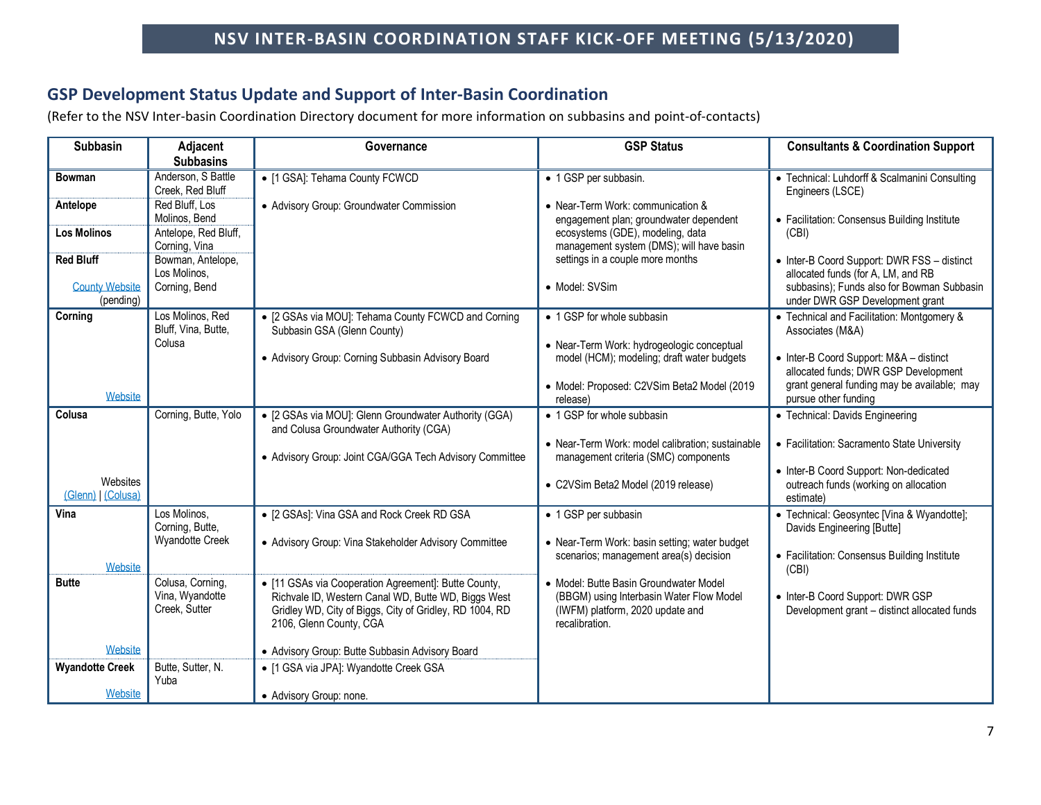## GSP Development Status Update and Support of Inter-Basin Coordination

(Refer to the NSV Inter-basin Coordination Directory document for more information on subbasins and point-of-contacts)

| Subbasin | Adjacent Subbasins | Governance | GSP Status | Consultants & Coordination Support |
|---|---|---|---|---|
| **Bowman** | Anderson, S Battle Creek, Red Bluff | • [1 GSA]: Tehama County FCWCD<br>• Advisory Group: Groundwater Commission | • 1 GSP per subbasin.<br>• Near-Term Work: communication & engagement plan; groundwater dependent ecosystems (GDE), modeling, data management system (DMS); will have basin settings in a couple more months<br>• Model: SVSim | • Technical: Luhdorff & Scalmanini Consulting Engineers (LSCE)<br>• Facilitation: Consensus Building Institute (CBI)<br>• Inter-B Coord Support: DWR FSS – distinct allocated funds (for A, LM, and RB subbasins); Funds also for Bowman Subbasin under DWR GSP Development grant |
| **Antelope** | Red Bluff, Los Molinos, Bend | | | |
| **Los Molinos** | Antelope, Red Bluff, Corning, Vina | | | |
| **Red Bluff**<br>County Website (pending) | Bowman, Antelope, Los Molinos, Corning, Bend | | | |
| **Corning**<br>Website | Los Molinos, Red Bluff, Vina, Butte, Colusa | • [2 GSAs via MOU]: Tehama County FCWCD and Corning Subbasin GSA (Glenn County)<br>• Advisory Group: Corning Subbasin Advisory Board | • 1 GSP for whole subbasin<br>• Near-Term Work: hydrogeologic conceptual model (HCM); modeling; draft water budgets<br>• Model: Proposed: C2VSim Beta2 Model (2019 release) | • Technical and Facilitation: Montgomery & Associates (M&A)<br>• Inter-B Coord Support: M&A – distinct allocated funds; DWR GSP Development grant general funding may be available; may pursue other funding |
| **Colusa**<br>Websites (Glenn) \| (Colusa) | Corning, Butte, Yolo | • [2 GSAs via MOU]: Glenn Groundwater Authority (GGA) and Colusa Groundwater Authority (CGA)<br>• Advisory Group: Joint CGA/GGA Tech Advisory Committee | • 1 GSP for whole subbasin<br>• Near-Term Work: model calibration; sustainable management criteria (SMC) components<br>• C2VSim Beta2 Model (2019 release) | • Technical: Davids Engineering<br>• Facilitation: Sacramento State University<br>• Inter-B Coord Support: Non-dedicated outreach funds (working on allocation estimate) |
| **Vina**<br>Website | Los Molinos, Corning, Butte, Wyandotte Creek | • [2 GSAs]: Vina GSA and Rock Creek RD GSA<br>• Advisory Group: Vina Stakeholder Advisory Committee | • 1 GSP per subbasin<br>• Near-Term Work: basin setting; water budget scenarios; management area(s) decision<br>• Model: Butte Basin Groundwater Model (BBGM) using Interbasin Water Flow Model (IWFM) platform, 2020 update and recalibration. | • Technical: Geosyntec [Vina & Wyandotte]; Davids Engineering [Butte]<br>• Facilitation: Consensus Building Institute (CBI)<br>• Inter-B Coord Support: DWR GSP Development grant – distinct allocated funds |
| **Butte**<br>Website | Colusa, Corning, Vina, Wyandotte Creek, Sutter | • [11 GSAs via Cooperation Agreement]: Butte County, Richvale ID, Western Canal WD, Butte WD, Biggs West Gridley WD, City of Biggs, City of Gridley, RD 1004, RD 2106, Glenn County, CGA<br>• Advisory Group: Butte Subbasin Advisory Board | | |
| **Wyandotte Creek**<br>Website | Butte, Sutter, N. Yuba | • [1 GSA via JPA]: Wyandotte Creek GSA<br>• Advisory Group: none. | | |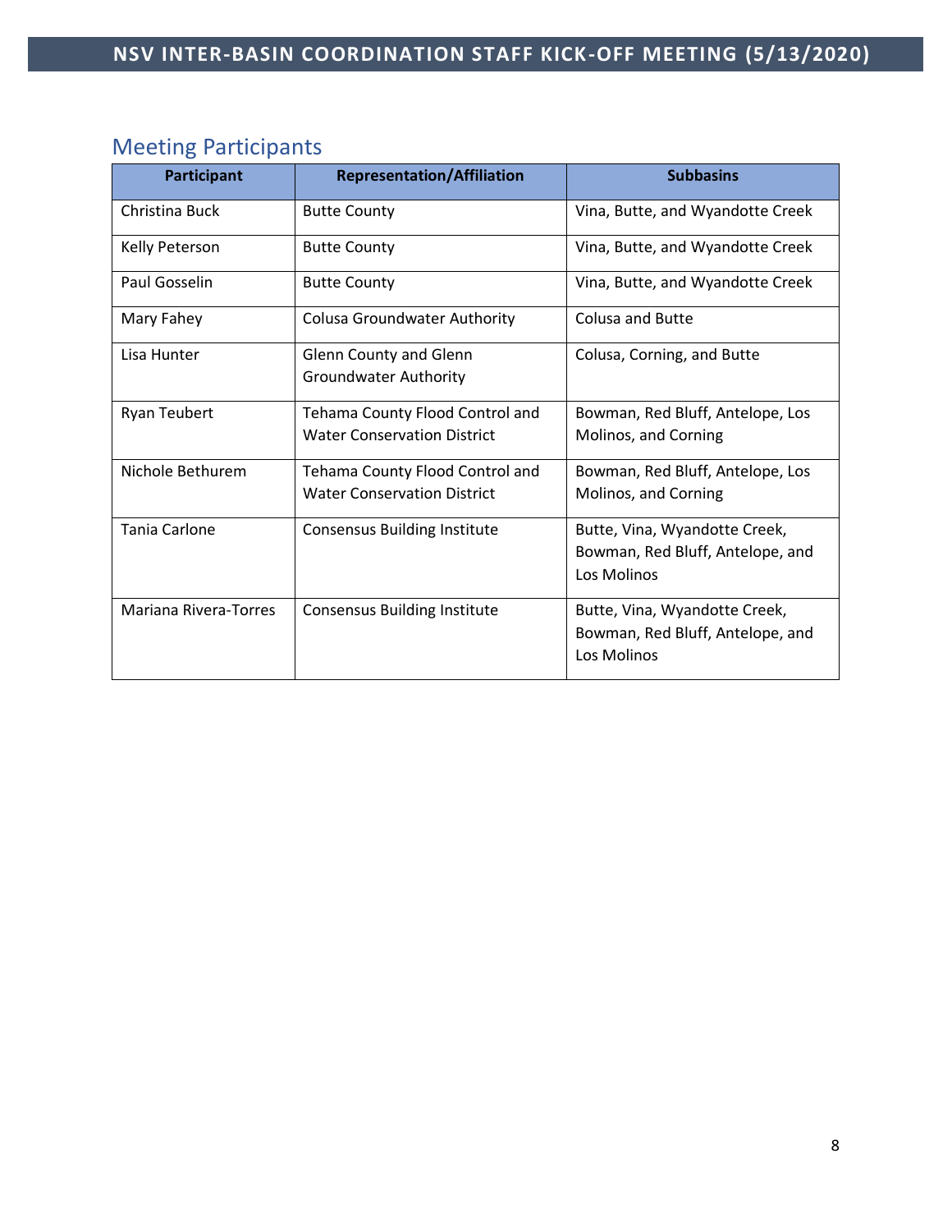## Meeting Participants

| Participant | Representation/Affiliation | Subbasins |
|---|---|---|
| Christina Buck | Butte County | Vina, Butte, and Wyandotte Creek |
| Kelly Peterson | Butte County | Vina, Butte, and Wyandotte Creek |
| Paul Gosselin | Butte County | Vina, Butte, and Wyandotte Creek |
| Mary Fahey | Colusa Groundwater Authority | Colusa and Butte |
| Lisa Hunter | Glenn County and Glenn Groundwater Authority | Colusa, Corning, and Butte |
| Ryan Teubert | Tehama County Flood Control and Water Conservation District | Bowman, Red Bluff, Antelope, Los Molinos, and Corning |
| Nichole Bethurem | Tehama County Flood Control and Water Conservation District | Bowman, Red Bluff, Antelope, Los Molinos, and Corning |
| Tania Carlone | Consensus Building Institute | Butte, Vina, Wyandotte Creek, Bowman, Red Bluff, Antelope, and Los Molinos |
| Mariana Rivera-Torres | Consensus Building Institute | Butte, Vina, Wyandotte Creek, Bowman, Red Bluff, Antelope, and Los Molinos |